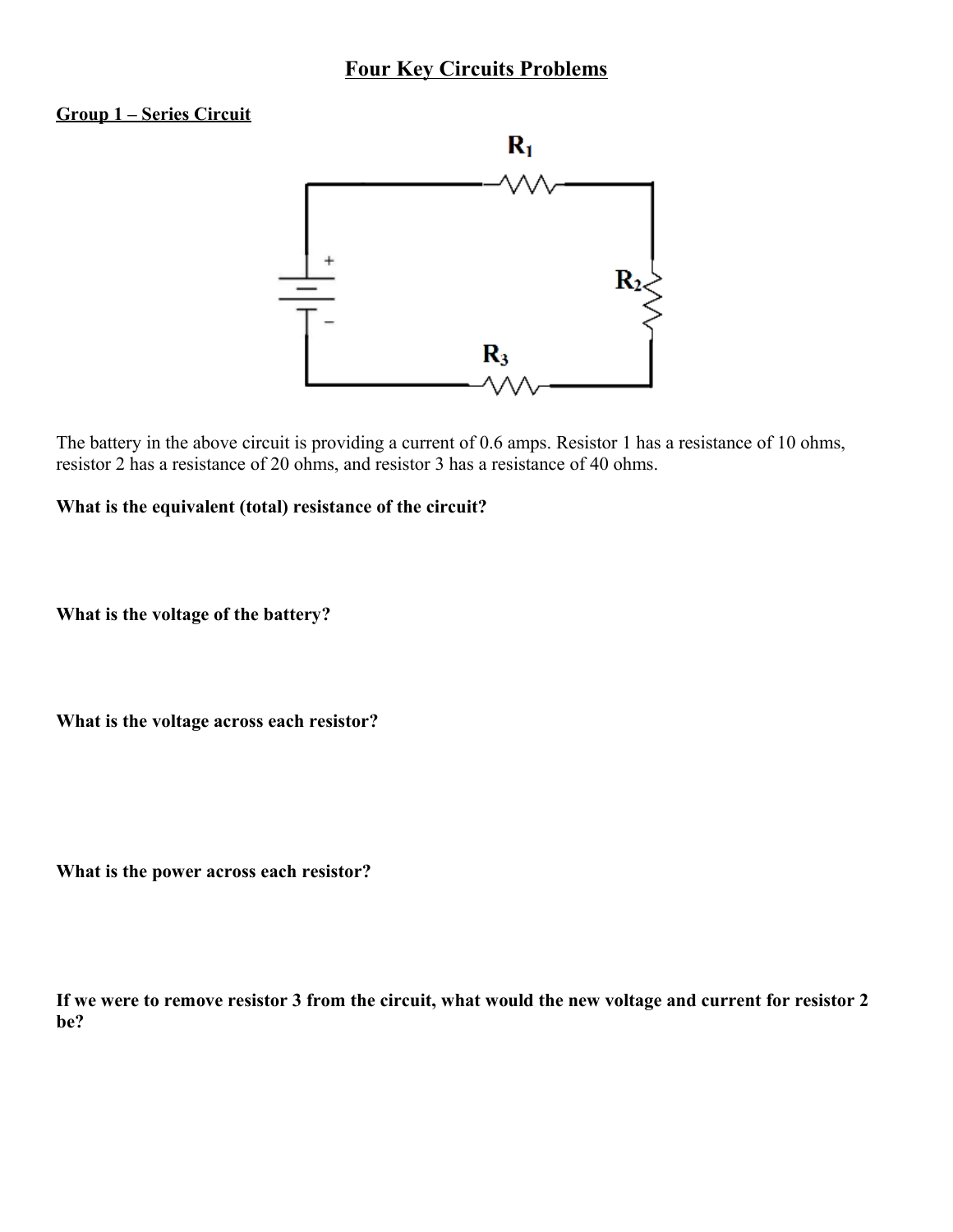# Four Key Circuits Problems

**Group 1 – Series Circuit**

The battery in the above circuit is providing a current of 0.6 amps. Resistor 1 has a resistance of 10 ohms, resistor 2 has a resistance of 20 ohms, and resistor 3 has a resistance of 40 ohms.

**What is the equivalent (total) resistance of the circuit?**

**What is the voltage of the battery?**

**What is the voltage across each resistor?**

**What is the power across each resistor?**

**If we were to remove resistor 3 from the circuit, what would the new voltage and current for resistor 2 be?**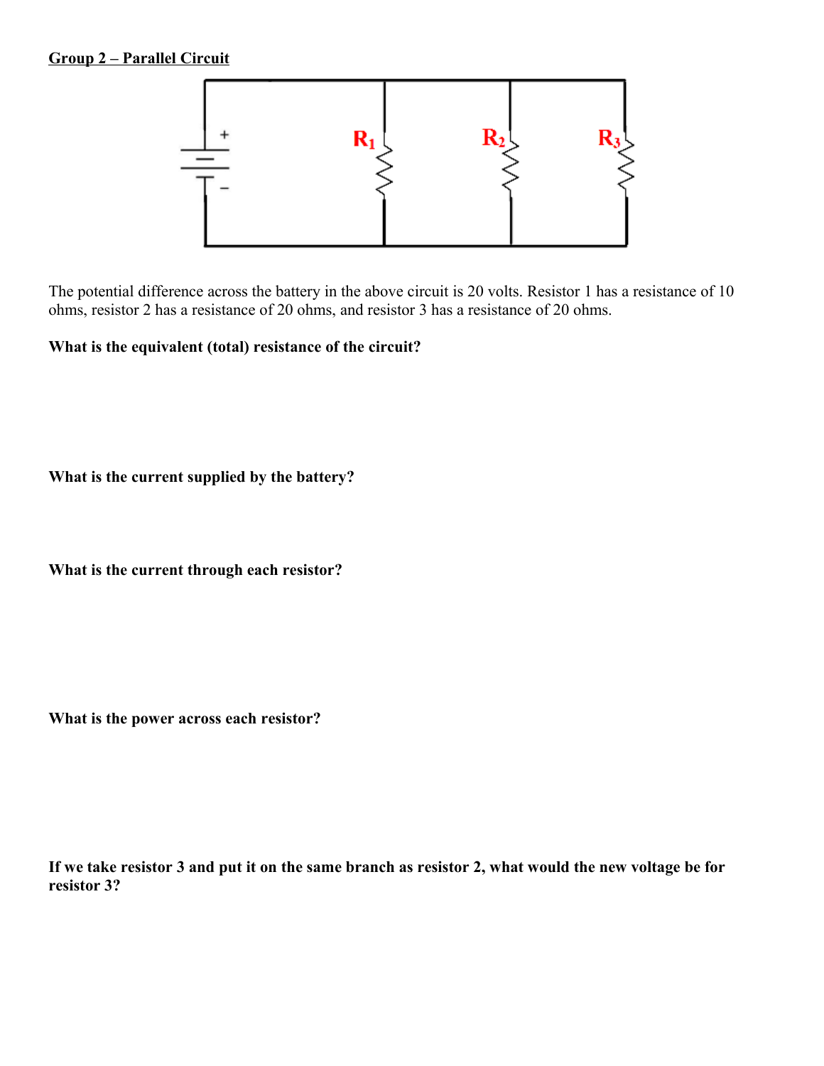**Group 2 – Parallel Circuit**

The potential difference across the battery in the above circuit is 20 volts. Resistor 1 has a resistance of 10 ohms, resistor 2 has a resistance of 20 ohms, and resistor 3 has a resistance of 20 ohms.

**What is the equivalent (total) resistance of the circuit?**

**What is the current supplied by the battery?**

**What is the current through each resistor?**

**What is the power across each resistor?**

**If we take resistor 3 and put it on the same branch as resistor 2, what would the new voltage be for resistor 3?**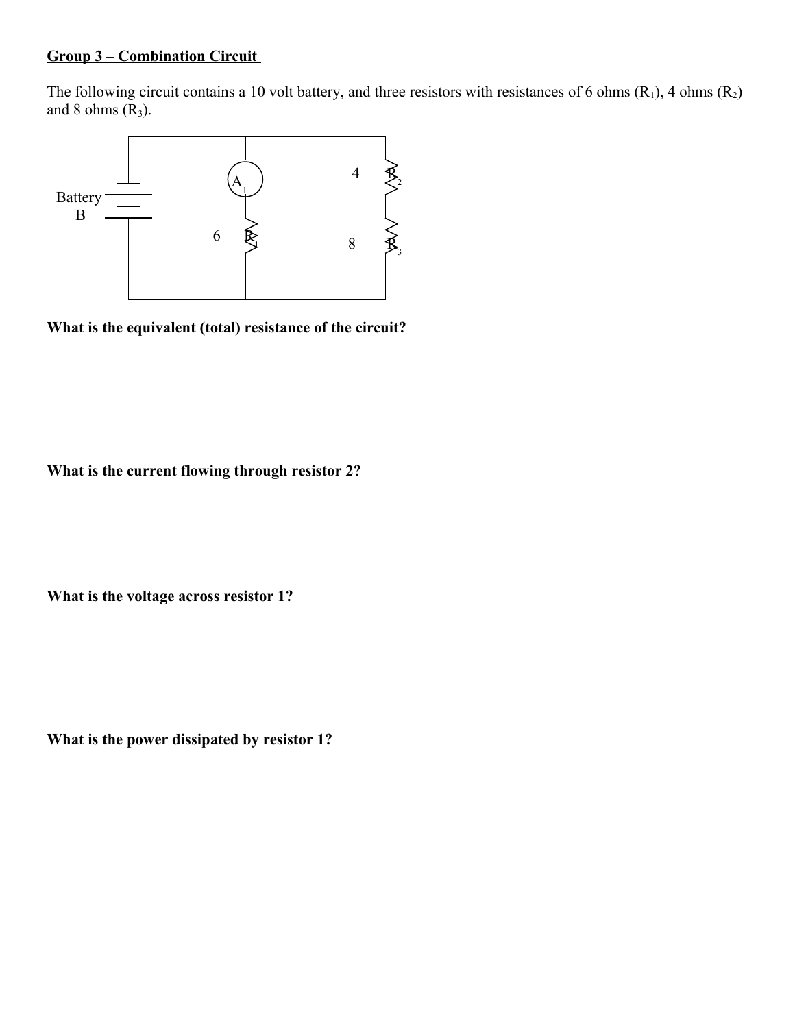**Group 3 – Combination Circuit**

The following circuit contains a 10 volt battery, and three resistors with resistances of 6 ohms ($R_1$), 4 ohms ($R_2$) and 8 ohms ($R_3$).

**What is the equivalent (total) resistance of the circuit?**

**What is the current flowing through resistor 2?**

**What is the voltage across resistor 1?**

**What is the power dissipated by resistor 1?**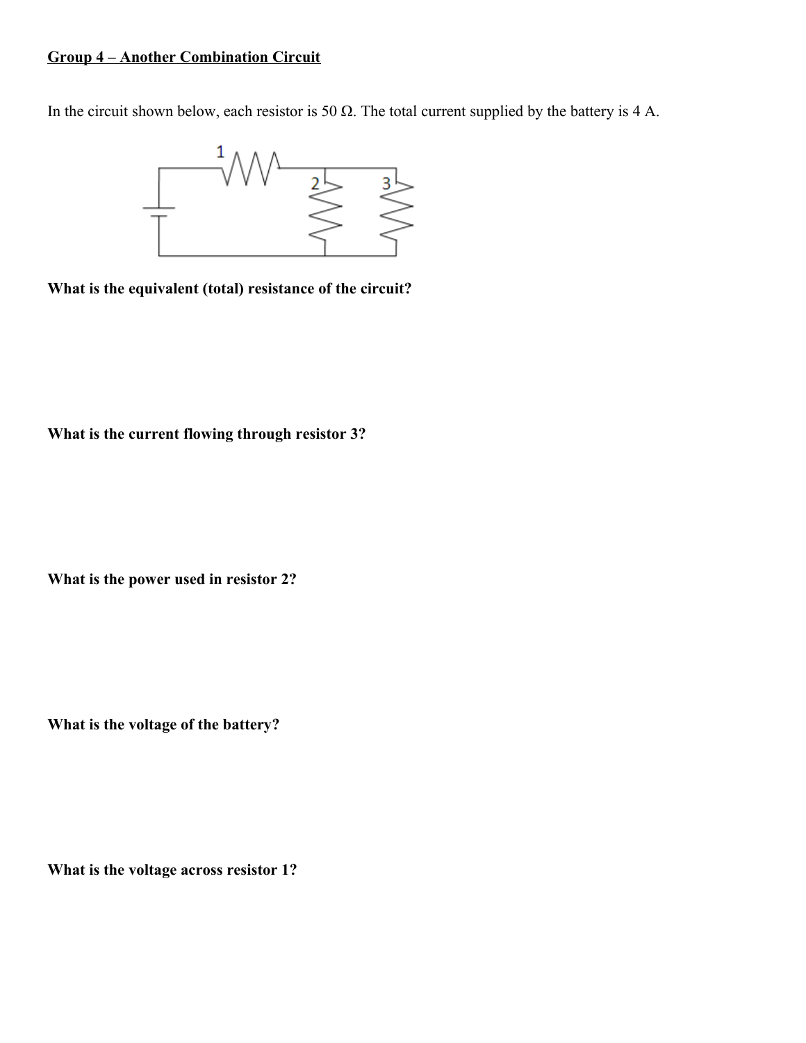**Group 4 – Another Combination Circuit**

In the circuit shown below, each resistor is 50 Ω. The total current supplied by the battery is 4 A.

1

2

3

**What is the equivalent (total) resistance of the circuit?**

**What is the current flowing through resistor 3?**

**What is the power used in resistor 2?**

**What is the voltage of the battery?**

**What is the voltage across resistor 1?**